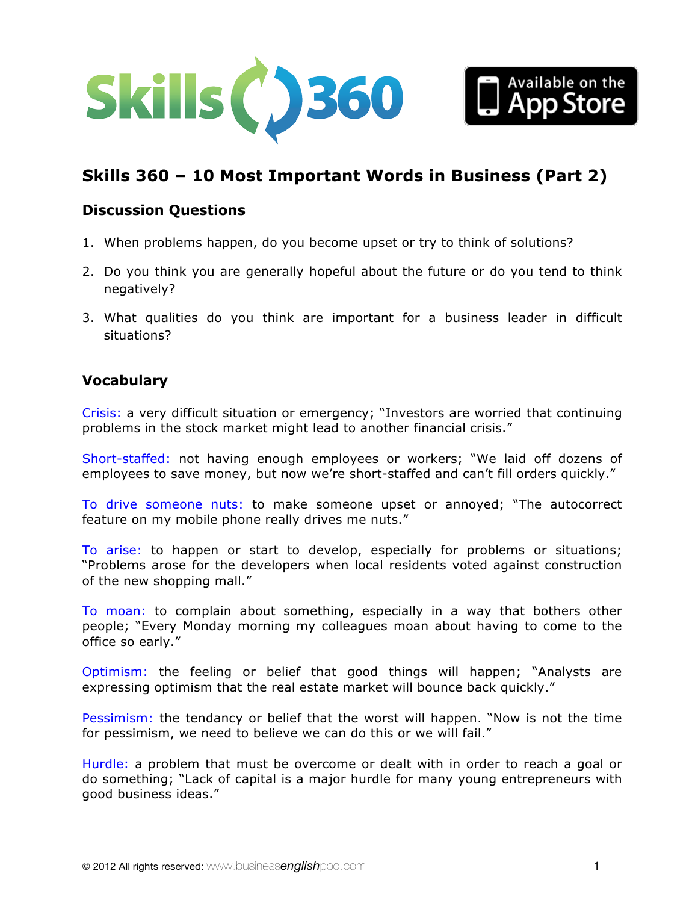## Skills 360 – 10 Most Important Words in Business (Part 2)

### Discussion Questions

1. When problems happen, do you become upset or try to think of solutions?
2. Do you think you are generally hopeful about the future or do you tend to think negatively?
3. What qualities do you think are important for a business leader in difficult situations?

### Vocabulary

Crisis: a very difficult situation or emergency; "Investors are worried that continuing problems in the stock market might lead to another financial crisis."

Short-staffed: not having enough employees or workers; "We laid off dozens of employees to save money, but now we're short-staffed and can't fill orders quickly."

To drive someone nuts: to make someone upset or annoyed; "The autocorrect feature on my mobile phone really drives me nuts."

To arise: to happen or start to develop, especially for problems or situations; "Problems arose for the developers when local residents voted against construction of the new shopping mall."

To moan: to complain about something, especially in a way that bothers other people; "Every Monday morning my colleagues moan about having to come to the office so early."

Optimism: the feeling or belief that good things will happen; "Analysts are expressing optimism that the real estate market will bounce back quickly."

Pessimism: the tendancy or belief that the worst will happen. "Now is not the time for pessimism, we need to believe we can do this or we will fail."

Hurdle: a problem that must be overcome or dealt with in order to reach a goal or do something; "Lack of capital is a major hurdle for many young entrepreneurs with good business ideas."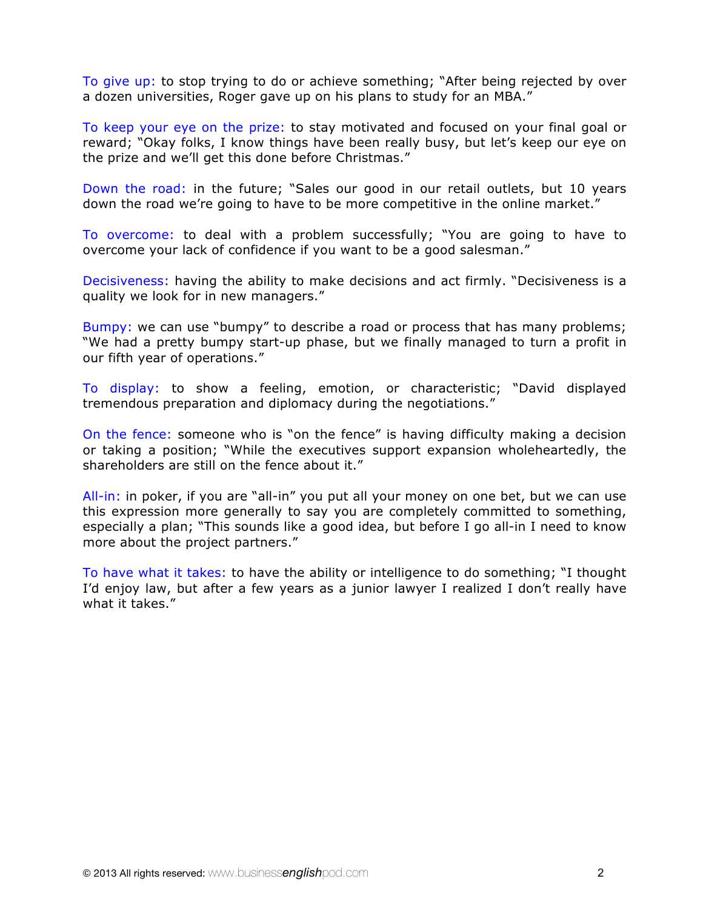To give up: to stop trying to do or achieve something; "After being rejected by over a dozen universities, Roger gave up on his plans to study for an MBA."

To keep your eye on the prize: to stay motivated and focused on your final goal or reward; "Okay folks, I know things have been really busy, but let's keep our eye on the prize and we'll get this done before Christmas."

Down the road: in the future; "Sales our good in our retail outlets, but 10 years down the road we're going to have to be more competitive in the online market."

To overcome: to deal with a problem successfully; "You are going to have to overcome your lack of confidence if you want to be a good salesman."

Decisiveness: having the ability to make decisions and act firmly. "Decisiveness is a quality we look for in new managers."

Bumpy: we can use "bumpy" to describe a road or process that has many problems; "We had a pretty bumpy start-up phase, but we finally managed to turn a profit in our fifth year of operations."

To display: to show a feeling, emotion, or characteristic; "David displayed tremendous preparation and diplomacy during the negotiations."

On the fence: someone who is "on the fence" is having difficulty making a decision or taking a position; "While the executives support expansion wholeheartedly, the shareholders are still on the fence about it."

All-in: in poker, if you are "all-in" you put all your money on one bet, but we can use this expression more generally to say you are completely committed to something, especially a plan; "This sounds like a good idea, but before I go all-in I need to know more about the project partners."

To have what it takes: to have the ability or intelligence to do something; "I thought I'd enjoy law, but after a few years as a junior lawyer I realized I don't really have what it takes."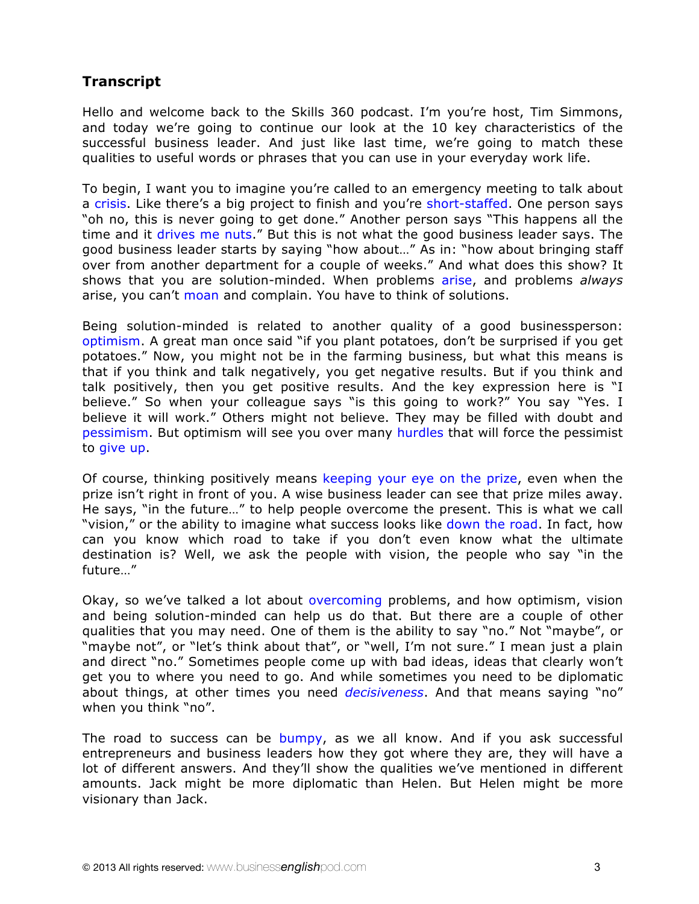## Transcript

Hello and welcome back to the Skills 360 podcast. I'm you're host, Tim Simmons, and today we're going to continue our look at the 10 key characteristics of the successful business leader. And just like last time, we're going to match these qualities to useful words or phrases that you can use in your everyday work life.

To begin, I want you to imagine you're called to an emergency meeting to talk about a crisis. Like there's a big project to finish and you're short-staffed. One person says "oh no, this is never going to get done." Another person says "This happens all the time and it drives me nuts." But this is not what the good business leader says. The good business leader starts by saying "how about…" As in: "how about bringing staff over from another department for a couple of weeks." And what does this show? It shows that you are solution-minded. When problems arise, and problems *always* arise, you can't moan and complain. You have to think of solutions.

Being solution-minded is related to another quality of a good businessperson: optimism. A great man once said "if you plant potatoes, don't be surprised if you get potatoes." Now, you might not be in the farming business, but what this means is that if you think and talk negatively, you get negative results. But if you think and talk positively, then you get positive results. And the key expression here is "I believe." So when your colleague says "is this going to work?" You say "Yes. I believe it will work." Others might not believe. They may be filled with doubt and pessimism. But optimism will see you over many hurdles that will force the pessimist to give up.

Of course, thinking positively means keeping your eye on the prize, even when the prize isn't right in front of you. A wise business leader can see that prize miles away. He says, "in the future…" to help people overcome the present. This is what we call "vision," or the ability to imagine what success looks like down the road. In fact, how can you know which road to take if you don't even know what the ultimate destination is? Well, we ask the people with vision, the people who say "in the future…"

Okay, so we've talked a lot about overcoming problems, and how optimism, vision and being solution-minded can help us do that. But there are a couple of other qualities that you may need. One of them is the ability to say "no." Not "maybe", or "maybe not", or "let's think about that", or "well, I'm not sure." I mean just a plain and direct "no." Sometimes people come up with bad ideas, ideas that clearly won't get you to where you need to go. And while sometimes you need to be diplomatic about things, at other times you need *decisiveness*. And that means saying "no" when you think "no".

The road to success can be bumpy, as we all know. And if you ask successful entrepreneurs and business leaders how they got where they are, they will have a lot of different answers. And they'll show the qualities we've mentioned in different amounts. Jack might be more diplomatic than Helen. But Helen might be more visionary than Jack.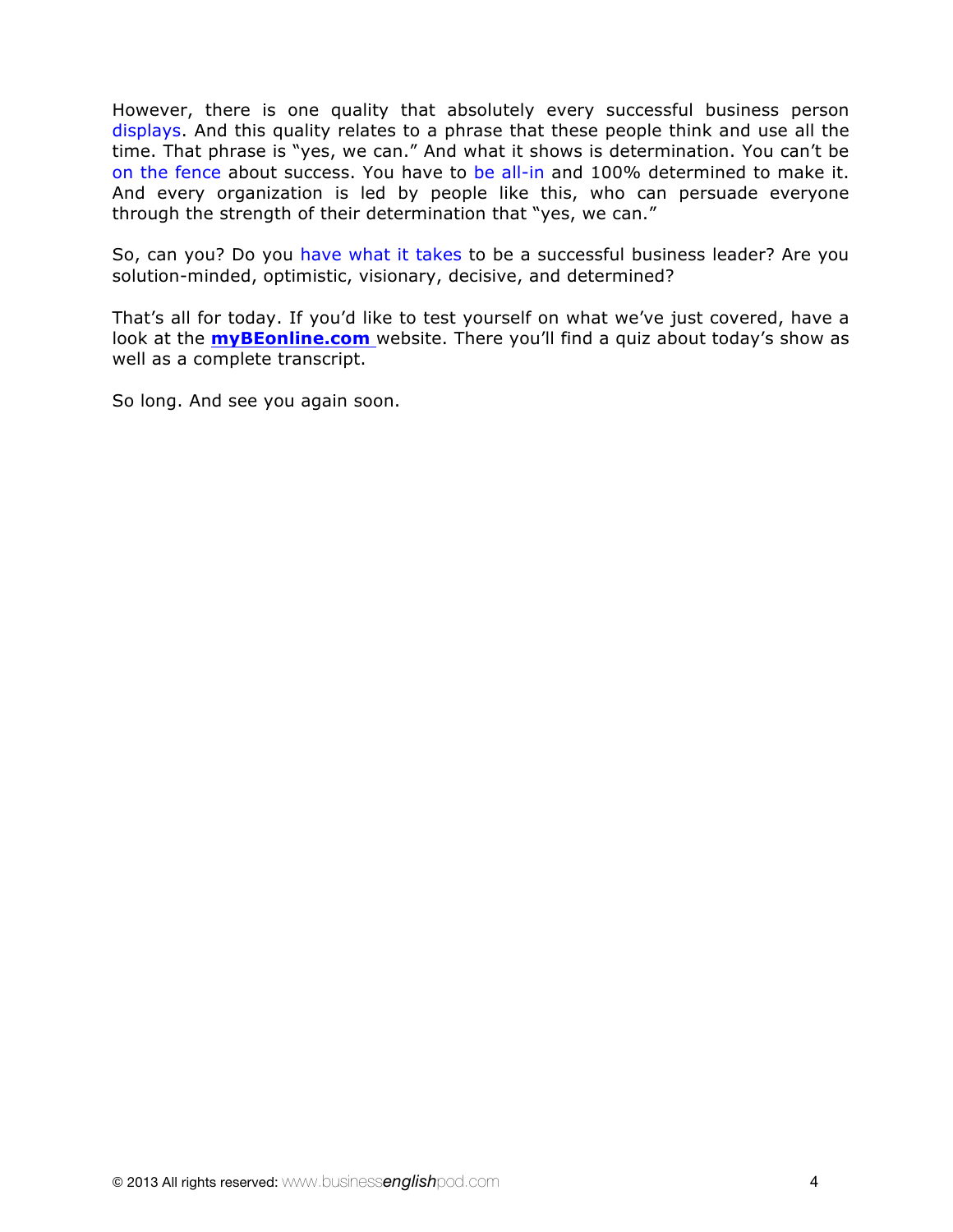However, there is one quality that absolutely every successful business person displays. And this quality relates to a phrase that these people think and use all the time. That phrase is "yes, we can." And what it shows is determination. You can't be on the fence about success. You have to be all-in and 100% determined to make it. And every organization is led by people like this, who can persuade everyone through the strength of their determination that "yes, we can."

So, can you? Do you have what it takes to be a successful business leader? Are you solution-minded, optimistic, visionary, decisive, and determined?

That's all for today. If you'd like to test yourself on what we've just covered, have a look at the **myBEonline.com** website. There you'll find a quiz about today's show as well as a complete transcript.

So long. And see you again soon.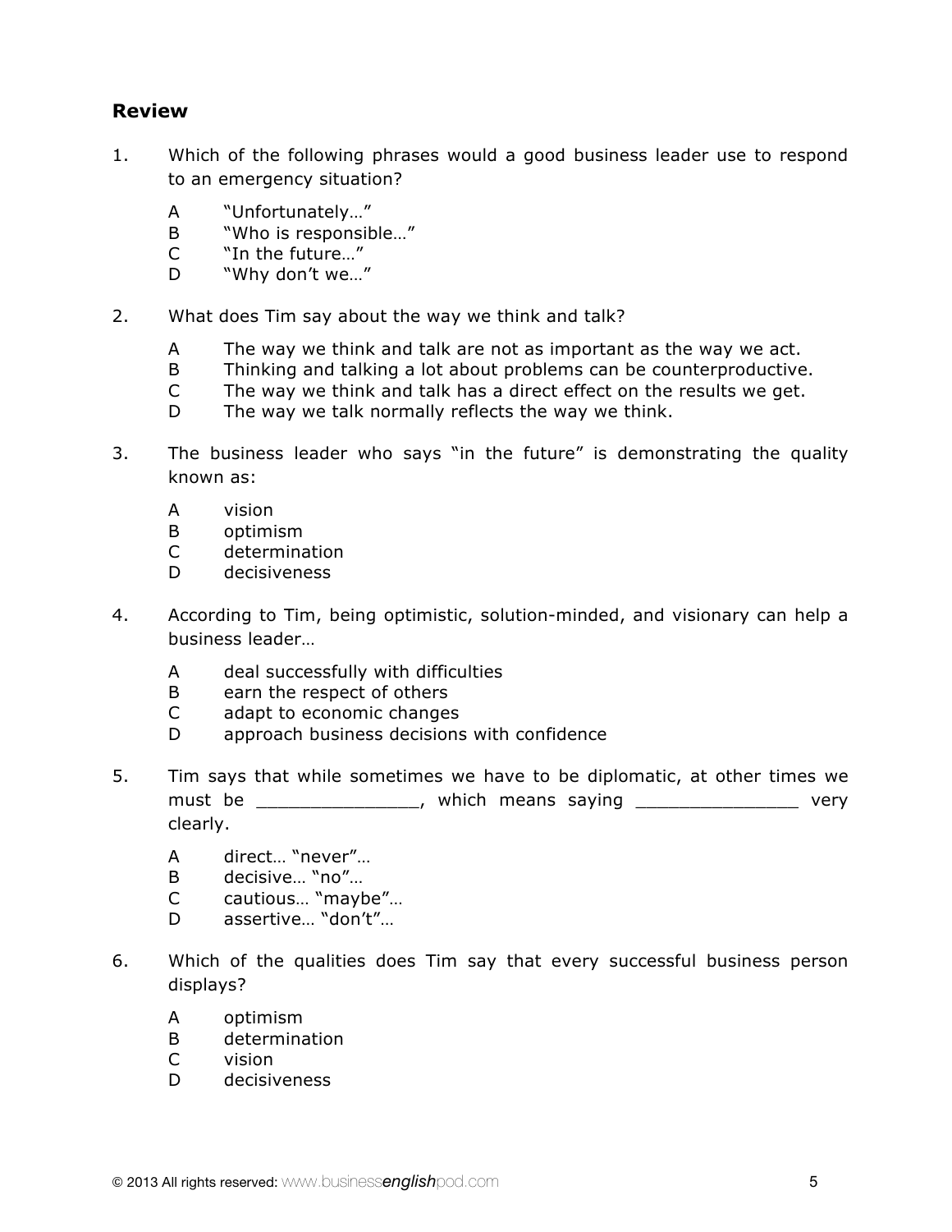## Review

1. Which of the following phrases would a good business leader use to respond to an emergency situation?

   A "Unfortunately…"
   B "Who is responsible…"
   C "In the future…"
   D "Why don't we…"

2. What does Tim say about the way we think and talk?

   A The way we think and talk are not as important as the way we act.
   B Thinking and talking a lot about problems can be counterproductive.
   C The way we think and talk has a direct effect on the results we get.
   D The way we talk normally reflects the way we think.

3. The business leader who says "in the future" is demonstrating the quality known as:

   A vision
   B optimism
   C determination
   D decisiveness

4. According to Tim, being optimistic, solution-minded, and visionary can help a business leader…

   A deal successfully with difficulties
   B earn the respect of others
   C adapt to economic changes
   D approach business decisions with confidence

5. Tim says that while sometimes we have to be diplomatic, at other times we must be _______________, which means saying _______________ very clearly.

   A direct… "never"…
   B decisive… "no"…
   C cautious… "maybe"…
   D assertive… "don't"…

6. Which of the qualities does Tim say that every successful business person displays?

   A optimism
   B determination
   C vision
   D decisiveness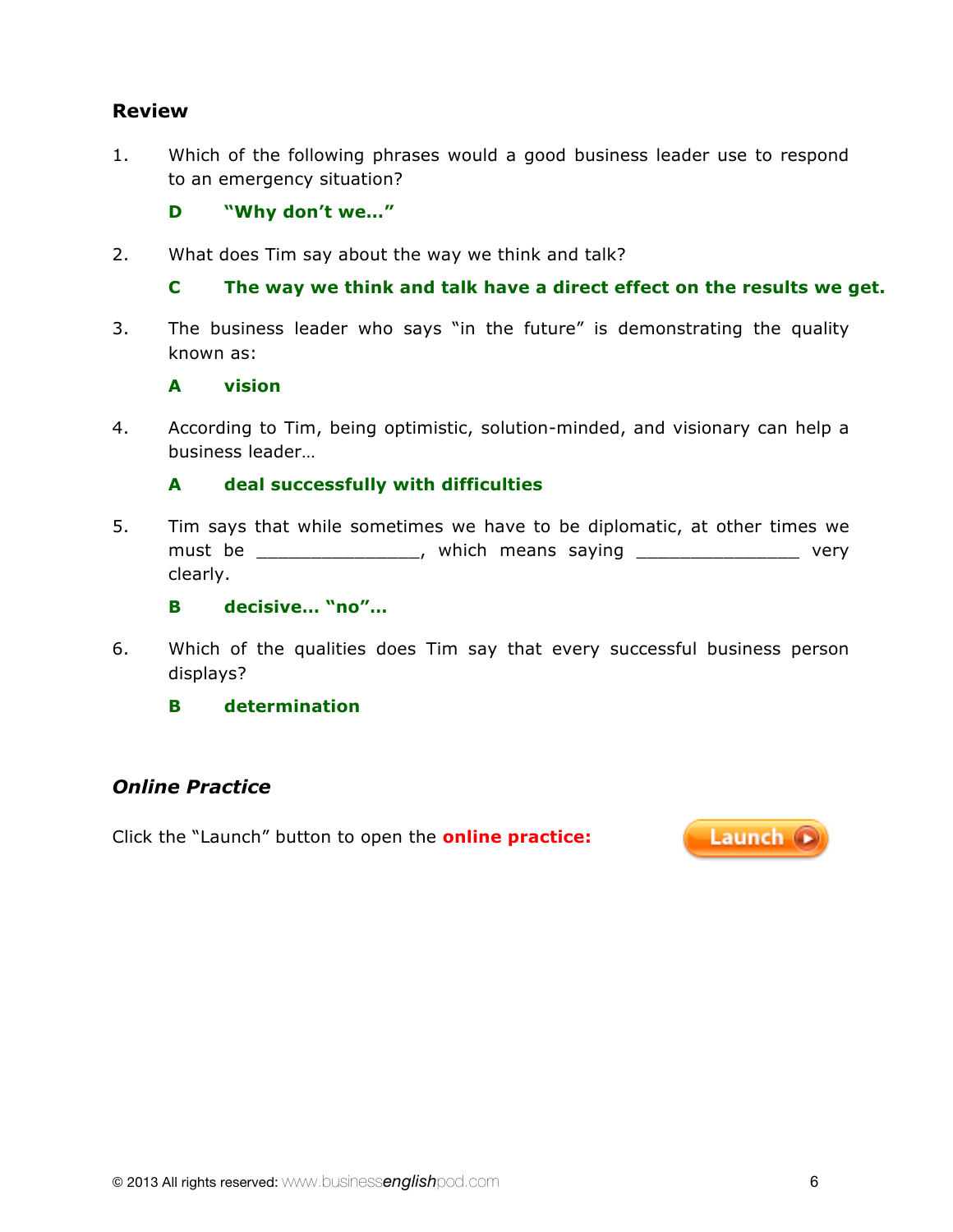### Review

1. Which of the following phrases would a good business leader use to respond to an emergency situation?

   **D "Why don't we…"**

2. What does Tim say about the way we think and talk?

   **C The way we think and talk have a direct effect on the results we get.**

3. The business leader who says "in the future" is demonstrating the quality known as:

   **A vision**

4. According to Tim, being optimistic, solution-minded, and visionary can help a business leader…

   **A deal successfully with difficulties**

5. Tim says that while sometimes we have to be diplomatic, at other times we must be _______________, which means saying _______________ very clearly.

   **B decisive… "no"…**

6. Which of the qualities does Tim say that every successful business person displays?

   **B determination**

### *Online Practice*

Click the "Launch" button to open the **online practice:** Launch

© 2013 All rights reserved: www.businessenglishpod.com